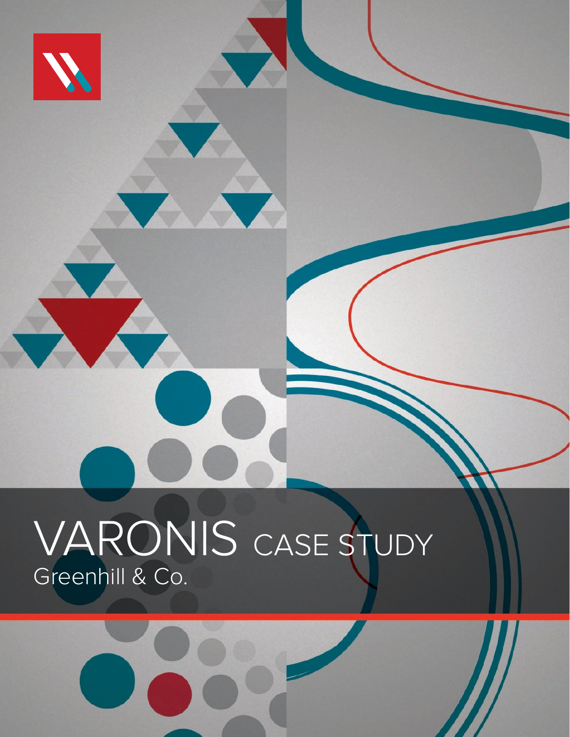# VARONIS CASE STUDY

Greenhill & Co.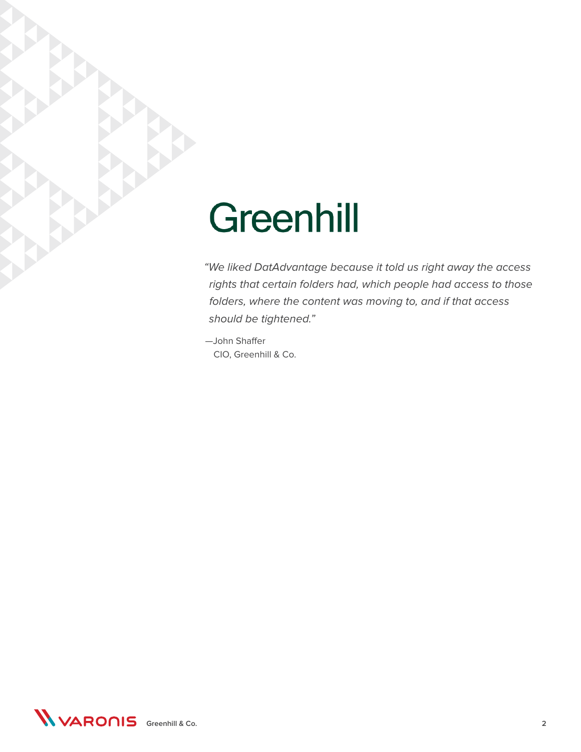# Greenhill

*"We liked DatAdvantage because it told us right away the access rights that certain folders had, which people had access to those folders, where the content was moving to, and if that access should be tightened."*

—John Shaffer
CIO, Greenhill & Co.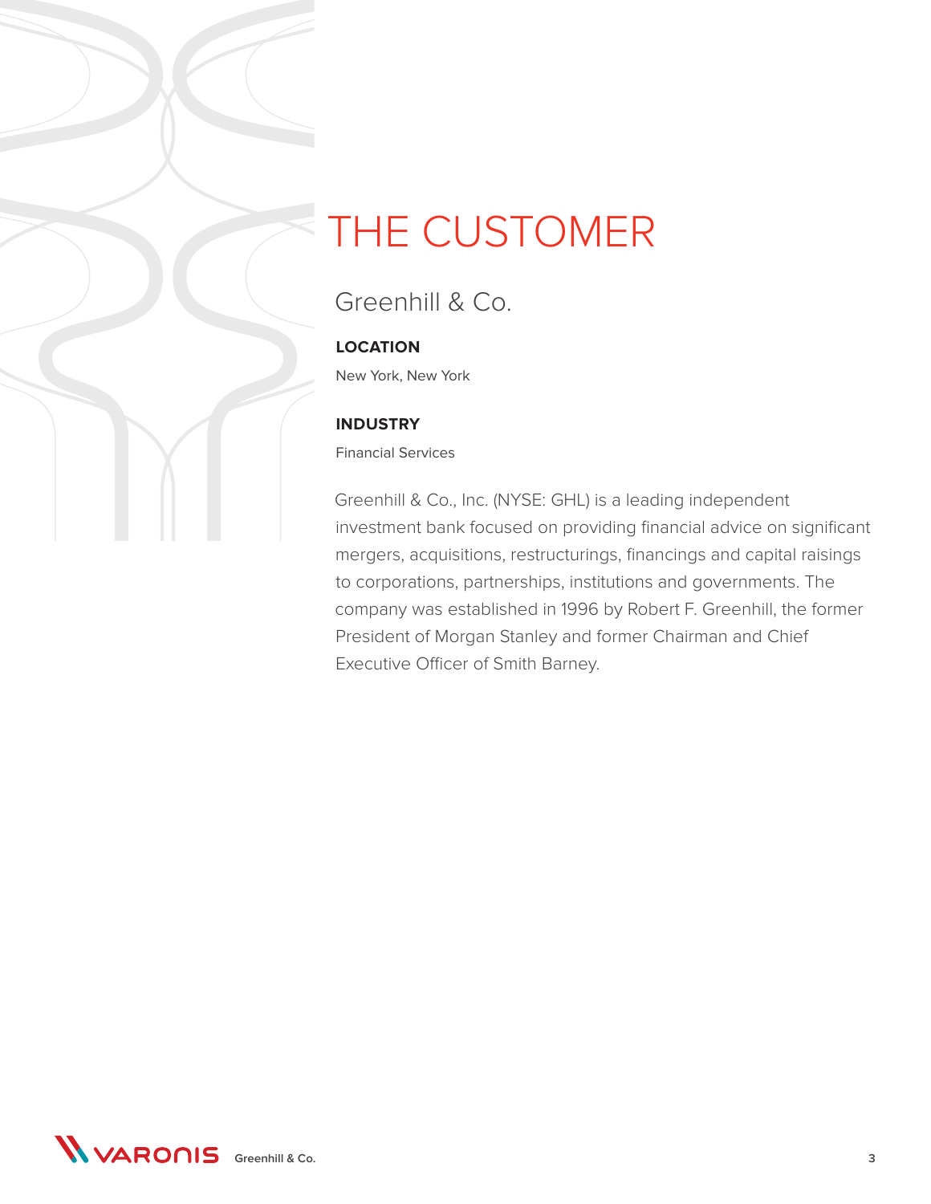# THE CUSTOMER

## Greenhill & Co.

**LOCATION**

New York, New York

**INDUSTRY**

Financial Services

Greenhill & Co., Inc. (NYSE: GHL) is a leading independent investment bank focused on providing financial advice on significant mergers, acquisitions, restructurings, financings and capital raisings to corporations, partnerships, institutions and governments. The company was established in 1996 by Robert F. Greenhill, the former President of Morgan Stanley and former Chairman and Chief Executive Officer of Smith Barney.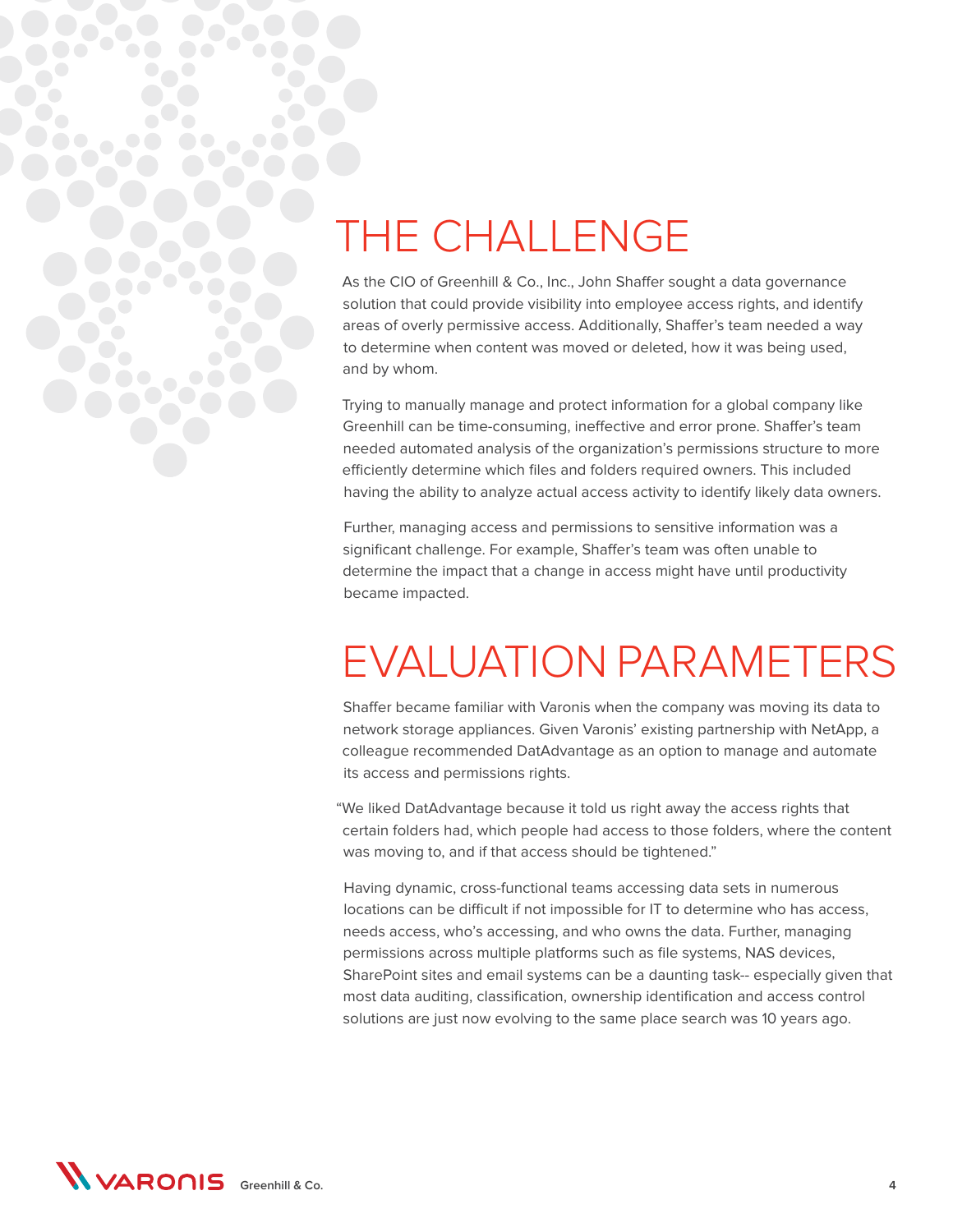# THE CHALLENGE

As the CIO of Greenhill & Co., Inc., John Shaffer sought a data governance solution that could provide visibility into employee access rights, and identify areas of overly permissive access. Additionally, Shaffer's team needed a way to determine when content was moved or deleted, how it was being used, and by whom.

Trying to manually manage and protect information for a global company like Greenhill can be time-consuming, ineffective and error prone. Shaffer's team needed automated analysis of the organization's permissions structure to more efficiently determine which files and folders required owners. This included having the ability to analyze actual access activity to identify likely data owners.

Further, managing access and permissions to sensitive information was a significant challenge. For example, Shaffer's team was often unable to determine the impact that a change in access might have until productivity became impacted.

# EVALUATION PARAMETERS

Shaffer became familiar with Varonis when the company was moving its data to network storage appliances. Given Varonis' existing partnership with NetApp, a colleague recommended DatAdvantage as an option to manage and automate its access and permissions rights.

"We liked DatAdvantage because it told us right away the access rights that certain folders had, which people had access to those folders, where the content was moving to, and if that access should be tightened."

Having dynamic, cross-functional teams accessing data sets in numerous locations can be difficult if not impossible for IT to determine who has access, needs access, who's accessing, and who owns the data. Further, managing permissions across multiple platforms such as file systems, NAS devices, SharePoint sites and email systems can be a daunting task-- especially given that most data auditing, classification, ownership identification and access control solutions are just now evolving to the same place search was 10 years ago.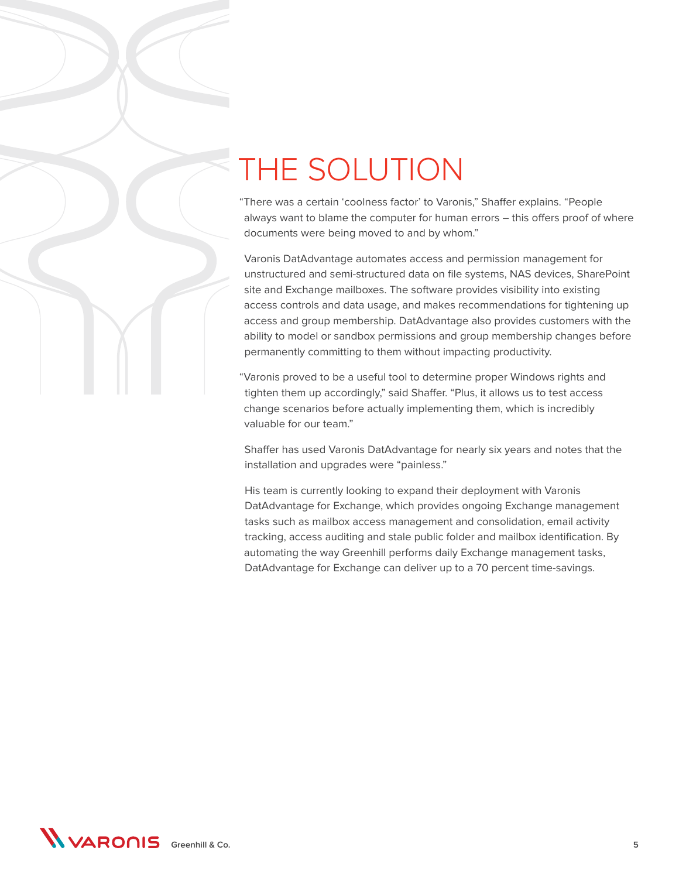# THE SOLUTION

"There was a certain 'coolness factor' to Varonis," Shaffer explains. "People always want to blame the computer for human errors – this offers proof of where documents were being moved to and by whom."

Varonis DatAdvantage automates access and permission management for unstructured and semi-structured data on file systems, NAS devices, SharePoint site and Exchange mailboxes. The software provides visibility into existing access controls and data usage, and makes recommendations for tightening up access and group membership. DatAdvantage also provides customers with the ability to model or sandbox permissions and group membership changes before permanently committing to them without impacting productivity.

"Varonis proved to be a useful tool to determine proper Windows rights and tighten them up accordingly," said Shaffer. "Plus, it allows us to test access change scenarios before actually implementing them, which is incredibly valuable for our team."

Shaffer has used Varonis DatAdvantage for nearly six years and notes that the installation and upgrades were "painless."

His team is currently looking to expand their deployment with Varonis DatAdvantage for Exchange, which provides ongoing Exchange management tasks such as mailbox access management and consolidation, email activity tracking, access auditing and stale public folder and mailbox identification. By automating the way Greenhill performs daily Exchange management tasks, DatAdvantage for Exchange can deliver up to a 70 percent time-savings.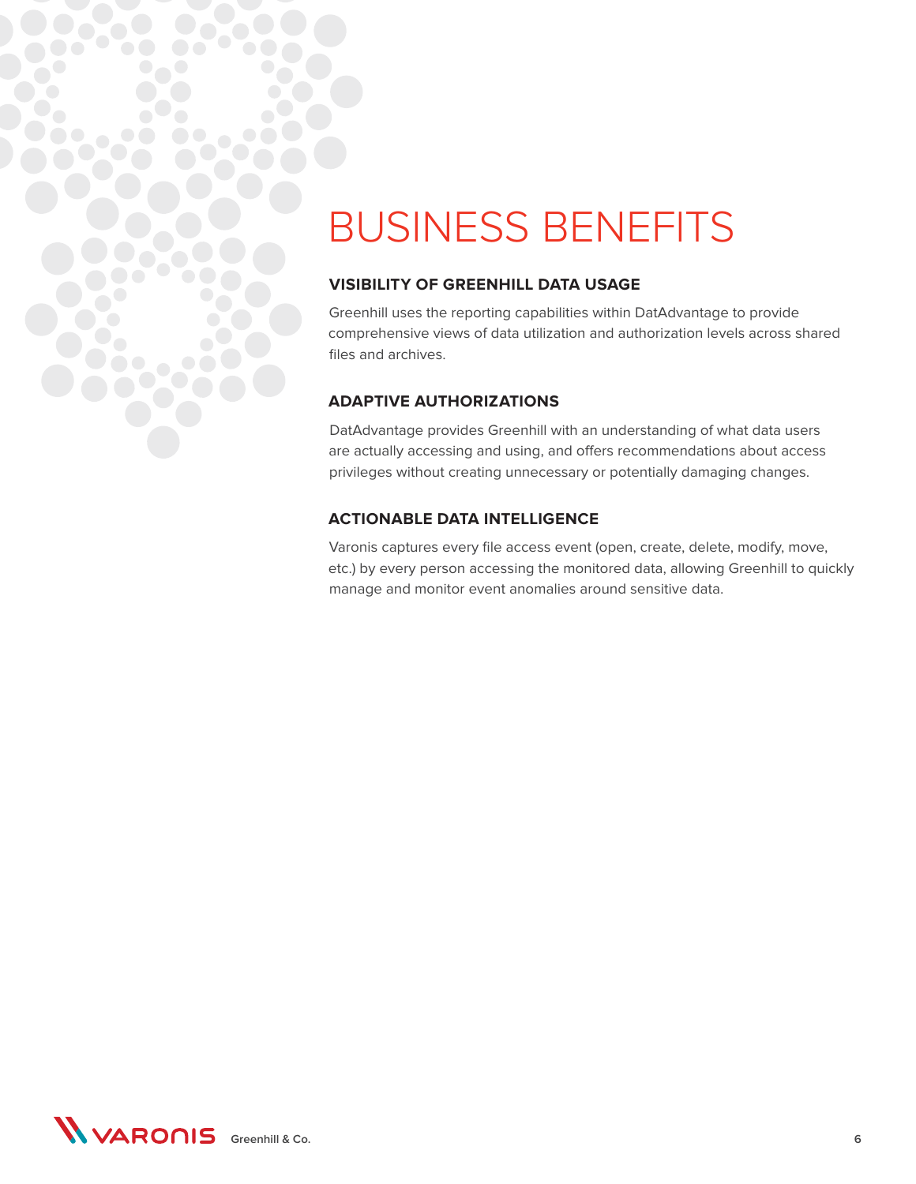# BUSINESS BENEFITS

### VISIBILITY OF GREENHILL DATA USAGE

Greenhill uses the reporting capabilities within DatAdvantage to provide comprehensive views of data utilization and authorization levels across shared files and archives.

### ADAPTIVE AUTHORIZATIONS

DatAdvantage provides Greenhill with an understanding of what data users are actually accessing and using, and offers recommendations about access privileges without creating unnecessary or potentially damaging changes.

### ACTIONABLE DATA INTELLIGENCE

Varonis captures every file access event (open, create, delete, modify, move, etc.) by every person accessing the monitored data, allowing Greenhill to quickly manage and monitor event anomalies around sensitive data.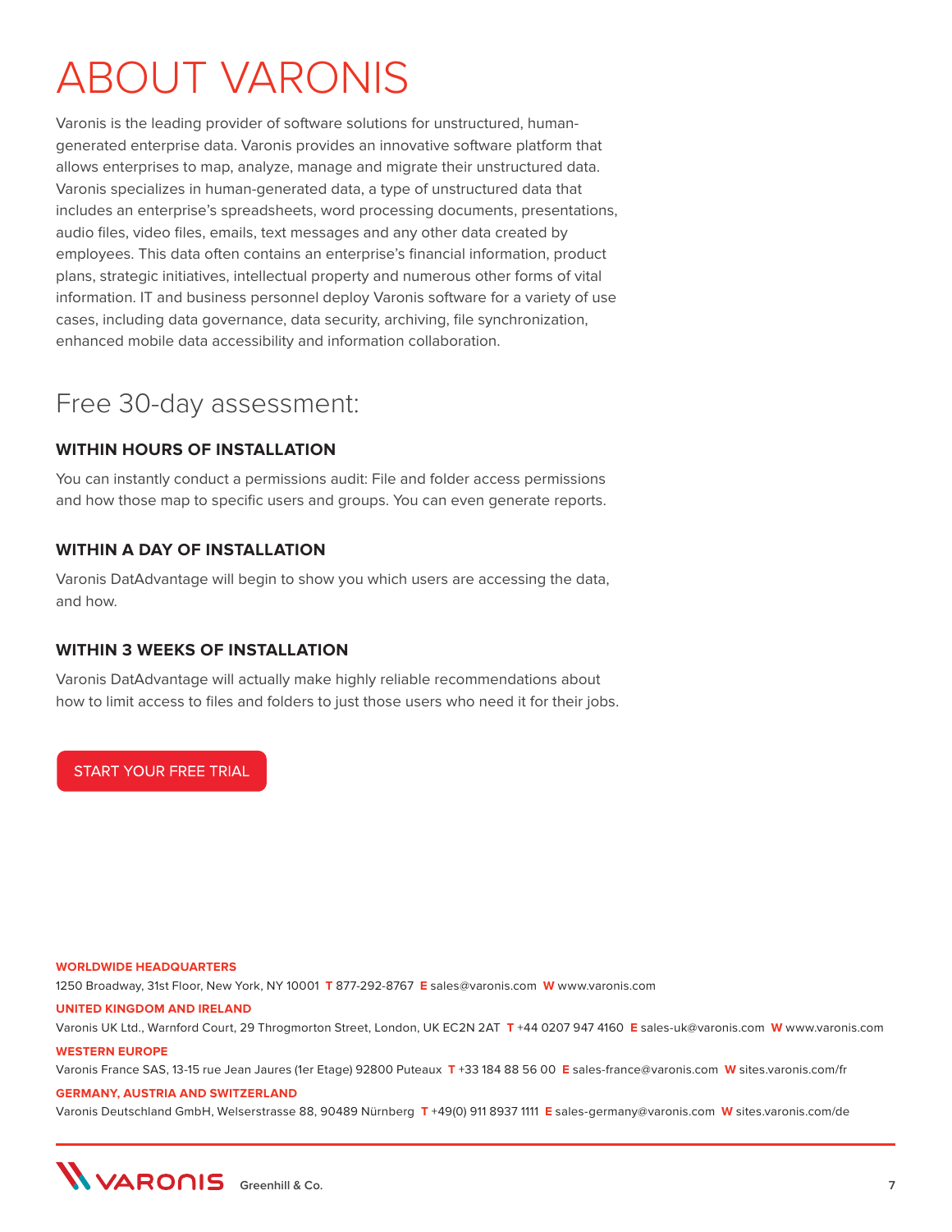# ABOUT VARONIS

Varonis is the leading provider of software solutions for unstructured, human-generated enterprise data. Varonis provides an innovative software platform that allows enterprises to map, analyze, manage and migrate their unstructured data. Varonis specializes in human-generated data, a type of unstructured data that includes an enterprise's spreadsheets, word processing documents, presentations, audio files, video files, emails, text messages and any other data created by employees. This data often contains an enterprise's financial information, product plans, strategic initiatives, intellectual property and numerous other forms of vital information. IT and business personnel deploy Varonis software for a variety of use cases, including data governance, data security, archiving, file synchronization, enhanced mobile data accessibility and information collaboration.

## Free 30-day assessment:

### WITHIN HOURS OF INSTALLATION

You can instantly conduct a permissions audit: File and folder access permissions and how those map to specific users and groups. You can even generate reports.

### WITHIN A DAY OF INSTALLATION

Varonis DatAdvantage will begin to show you which users are accessing the data, and how.

### WITHIN 3 WEEKS OF INSTALLATION

Varonis DatAdvantage will actually make highly reliable recommendations about how to limit access to files and folders to just those users who need it for their jobs.

START YOUR FREE TRIAL

**WORLDWIDE HEADQUARTERS**

1250 Broadway, 31st Floor, New York, NY 10001 **T** 877-292-8767 **E** sales@varonis.com **W** www.varonis.com

**UNITED KINGDOM AND IRELAND**

Varonis UK Ltd., Warnford Court, 29 Throgmorton Street, London, UK EC2N 2AT **T** +44 0207 947 4160 **E** sales-uk@varonis.com **W** www.varonis.com

**WESTERN EUROPE**

Varonis France SAS, 13-15 rue Jean Jaures (1er Etage) 92800 Puteaux **T** +33 184 88 56 00 **E** sales-france@varonis.com **W** sites.varonis.com/fr

**GERMANY, AUSTRIA AND SWITZERLAND**

Varonis Deutschland GmbH, Welserstrasse 88, 90489 Nürnberg **T** +49(0) 911 8937 1111 **E** sales-germany@varonis.com **W** sites.varonis.com/de